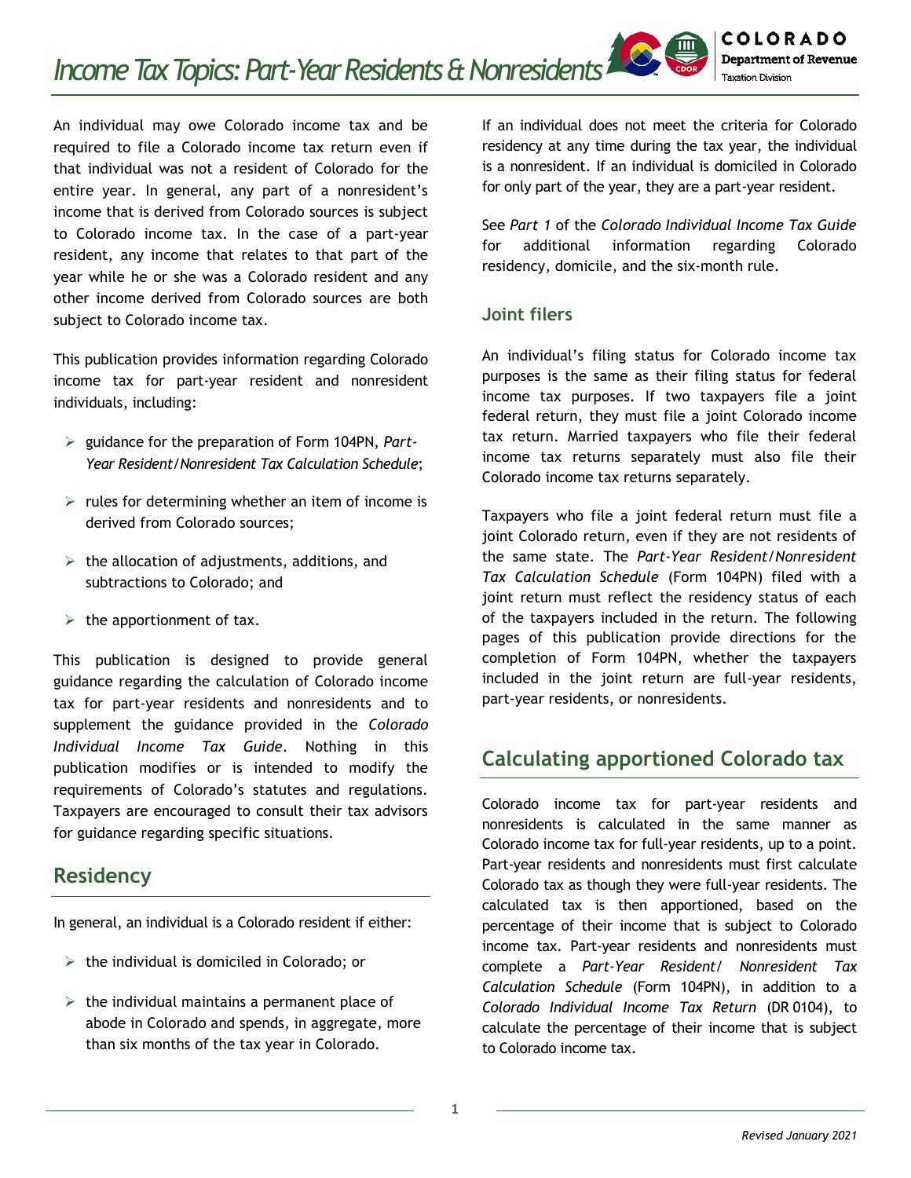# Income Tax Topics: Part-Year Residents & Nonresidents

An individual may owe Colorado income tax and be required to file a Colorado income tax return even if that individual was not a resident of Colorado for the entire year. In general, any part of a nonresident's income that is derived from Colorado sources is subject to Colorado income tax. In the case of a part-year resident, any income that relates to that part of the year while he or she was a Colorado resident and any other income derived from Colorado sources are both subject to Colorado income tax.

This publication provides information regarding Colorado income tax for part-year resident and nonresident individuals, including:

- guidance for the preparation of Form 104PN, *Part-Year Resident/Nonresident Tax Calculation Schedule*;
- rules for determining whether an item of income is derived from Colorado sources;
- the allocation of adjustments, additions, and subtractions to Colorado; and
- the apportionment of tax.

This publication is designed to provide general guidance regarding the calculation of Colorado income tax for part-year residents and nonresidents and to supplement the guidance provided in the *Colorado Individual Income Tax Guide*. Nothing in this publication modifies or is intended to modify the requirements of Colorado's statutes and regulations. Taxpayers are encouraged to consult their tax advisors for guidance regarding specific situations.

## Residency

In general, an individual is a Colorado resident if either:

- the individual is domiciled in Colorado; or
- the individual maintains a permanent place of abode in Colorado and spends, in aggregate, more than six months of the tax year in Colorado.

If an individual does not meet the criteria for Colorado residency at any time during the tax year, the individual is a nonresident. If an individual is domiciled in Colorado for only part of the year, they are a part-year resident.

See *Part 1* of the *Colorado Individual Income Tax Guide* for additional information regarding Colorado residency, domicile, and the six-month rule.

### Joint filers

An individual's filing status for Colorado income tax purposes is the same as their filing status for federal income tax purposes. If two taxpayers file a joint federal return, they must file a joint Colorado income tax return. Married taxpayers who file their federal income tax returns separately must also file their Colorado income tax returns separately.

Taxpayers who file a joint federal return must file a joint Colorado return, even if they are not residents of the same state. The *Part-Year Resident/Nonresident Tax Calculation Schedule* (Form 104PN) filed with a joint return must reflect the residency status of each of the taxpayers included in the return. The following pages of this publication provide directions for the completion of Form 104PN, whether the taxpayers included in the joint return are full-year residents, part-year residents, or nonresidents.

## Calculating apportioned Colorado tax

Colorado income tax for part-year residents and nonresidents is calculated in the same manner as Colorado income tax for full-year residents, up to a point. Part-year residents and nonresidents must first calculate Colorado tax as though they were full-year residents. The calculated tax is then apportioned, based on the percentage of their income that is subject to Colorado income tax. Part-year residents and nonresidents must complete a *Part-Year Resident/ Nonresident Tax Calculation Schedule* (Form 104PN), in addition to a *Colorado Individual Income Tax Return* (DR 0104), to calculate the percentage of their income that is subject to Colorado income tax.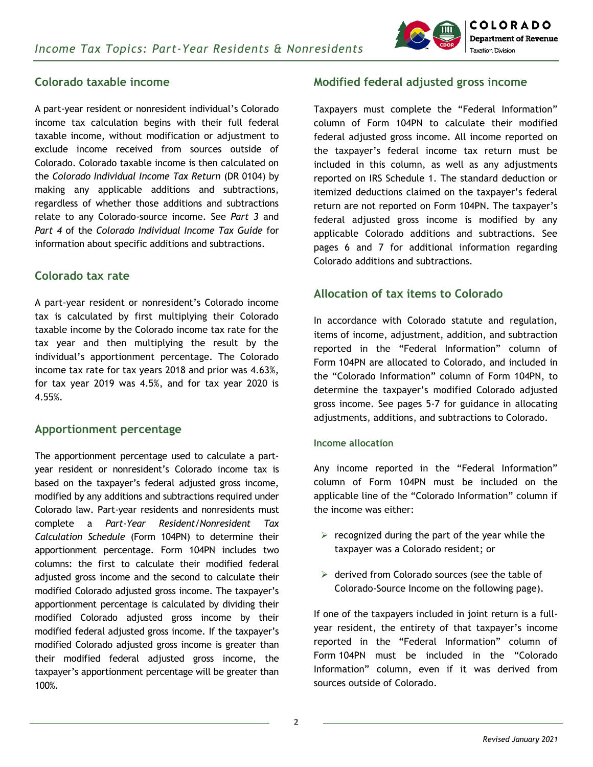## Colorado taxable income

A part-year resident or nonresident individual's Colorado income tax calculation begins with their full federal taxable income, without modification or adjustment to exclude income received from sources outside of Colorado. Colorado taxable income is then calculated on the *Colorado Individual Income Tax Return* (DR 0104) by making any applicable additions and subtractions, regardless of whether those additions and subtractions relate to any Colorado-source income. See *Part 3* and *Part 4* of the *Colorado Individual Income Tax Guide* for information about specific additions and subtractions.

## Colorado tax rate

A part-year resident or nonresident's Colorado income tax is calculated by first multiplying their Colorado taxable income by the Colorado income tax rate for the tax year and then multiplying the result by the individual's apportionment percentage. The Colorado income tax rate for tax years 2018 and prior was 4.63%, for tax year 2019 was 4.5%, and for tax year 2020 is 4.55%.

## Apportionment percentage

The apportionment percentage used to calculate a part-year resident or nonresident's Colorado income tax is based on the taxpayer's federal adjusted gross income, modified by any additions and subtractions required under Colorado law. Part-year residents and nonresidents must complete a *Part-Year Resident/Nonresident Tax Calculation Schedule* (Form 104PN) to determine their apportionment percentage. Form 104PN includes two columns: the first to calculate their modified federal adjusted gross income and the second to calculate their modified Colorado adjusted gross income. The taxpayer's apportionment percentage is calculated by dividing their modified Colorado adjusted gross income by their modified federal adjusted gross income. If the taxpayer's modified Colorado adjusted gross income is greater than their modified federal adjusted gross income, the taxpayer's apportionment percentage will be greater than 100%.

## Modified federal adjusted gross income

Taxpayers must complete the "Federal Information" column of Form 104PN to calculate their modified federal adjusted gross income. All income reported on the taxpayer's federal income tax return must be included in this column, as well as any adjustments reported on IRS Schedule 1. The standard deduction or itemized deductions claimed on the taxpayer's federal return are not reported on Form 104PN. The taxpayer's federal adjusted gross income is modified by any applicable Colorado additions and subtractions. See pages 6 and 7 for additional information regarding Colorado additions and subtractions.

## Allocation of tax items to Colorado

In accordance with Colorado statute and regulation, items of income, adjustment, addition, and subtraction reported in the "Federal Information" column of Form 104PN are allocated to Colorado, and included in the "Colorado Information" column of Form 104PN, to determine the taxpayer's modified Colorado adjusted gross income. See pages 5-7 for guidance in allocating adjustments, additions, and subtractions to Colorado.

### Income allocation

Any income reported in the "Federal Information" column of Form 104PN must be included on the applicable line of the "Colorado Information" column if the income was either:

- recognized during the part of the year while the taxpayer was a Colorado resident; or
- derived from Colorado sources (see the table of Colorado-Source Income on the following page).

If one of the taxpayers included in joint return is a full-year resident, the entirety of that taxpayer's income reported in the "Federal Information" column of Form 104PN must be included in the "Colorado Information" column, even if it was derived from sources outside of Colorado.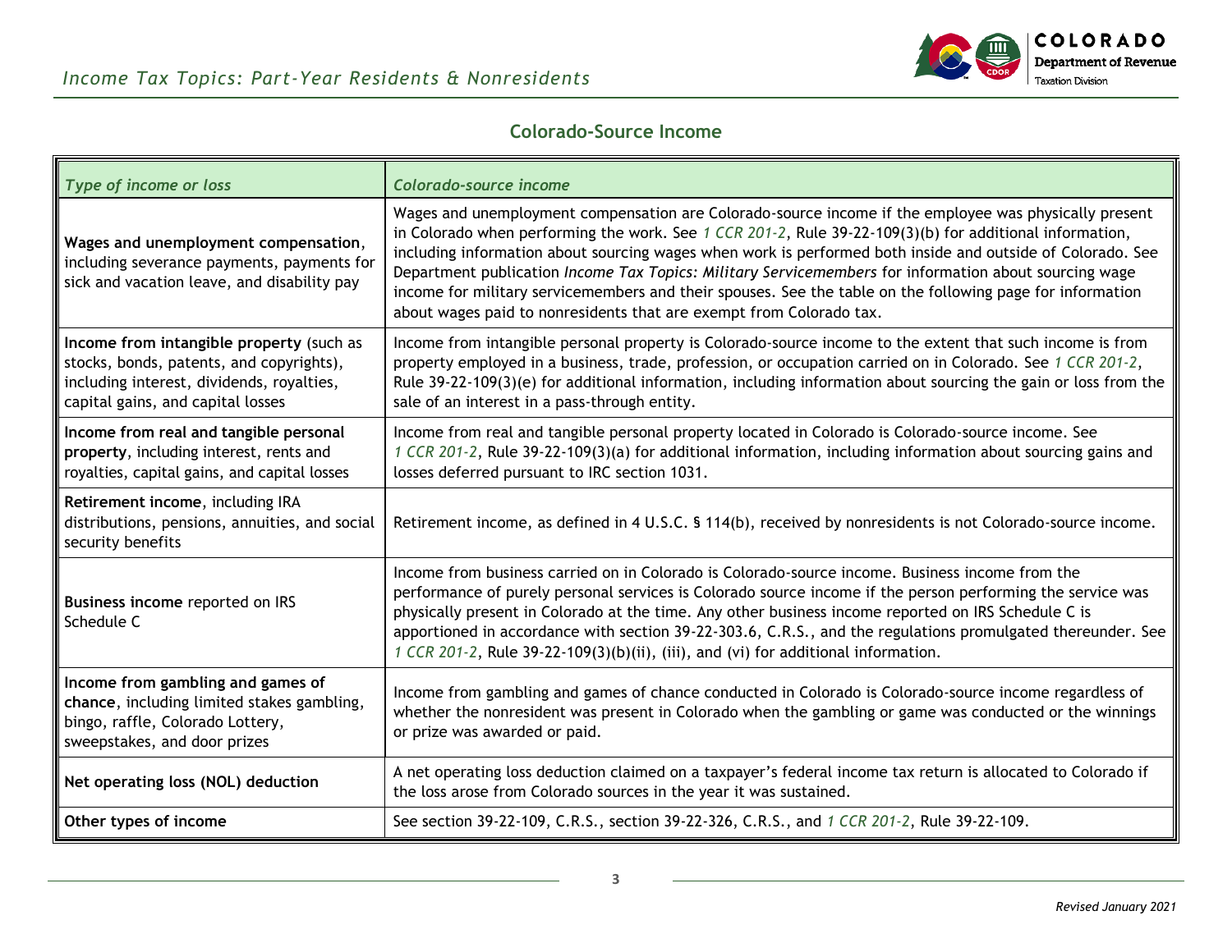## Colorado-Source Income

| *Type of income or loss* | *Colorado-source income* |
|---|---|
| **Wages and unemployment compensation**, including severance payments, payments for sick and vacation leave, and disability pay | Wages and unemployment compensation are Colorado-source income if the employee was physically present in Colorado when performing the work. See *1 CCR 201-2*, Rule 39-22-109(3)(b) for additional information, including information about sourcing wages when work is performed both inside and outside of Colorado. See Department publication *Income Tax Topics: Military Servicemembers* for information about sourcing wage income for military servicemembers and their spouses. See the table on the following page for information about wages paid to nonresidents that are exempt from Colorado tax. |
| **Income from intangible property** (such as stocks, bonds, patents, and copyrights), including interest, dividends, royalties, capital gains, and capital losses | Income from intangible personal property is Colorado-source income to the extent that such income is from property employed in a business, trade, profession, or occupation carried on in Colorado. See *1 CCR 201-2*, Rule 39-22-109(3)(e) for additional information, including information about sourcing the gain or loss from the sale of an interest in a pass-through entity. |
| **Income from real and tangible personal property**, including interest, rents and royalties, capital gains, and capital losses | Income from real and tangible personal property located in Colorado is Colorado-source income. See *1 CCR 201-2*, Rule 39-22-109(3)(a) for additional information, including information about sourcing gains and losses deferred pursuant to IRC section 1031. |
| **Retirement income**, including IRA distributions, pensions, annuities, and social security benefits | Retirement income, as defined in 4 U.S.C. § 114(b), received by nonresidents is not Colorado-source income. |
| **Business income** reported on IRS Schedule C | Income from business carried on in Colorado is Colorado-source income. Business income from the performance of purely personal services is Colorado source income if the person performing the service was physically present in Colorado at the time. Any other business income reported on IRS Schedule C is apportioned in accordance with section 39-22-303.6, C.R.S., and the regulations promulgated thereunder. See *1 CCR 201-2*, Rule 39-22-109(3)(b)(ii), (iii), and (vi) for additional information. |
| **Income from gambling and games of chance**, including limited stakes gambling, bingo, raffle, Colorado Lottery, sweepstakes, and door prizes | Income from gambling and games of chance conducted in Colorado is Colorado-source income regardless of whether the nonresident was present in Colorado when the gambling or game was conducted or the winnings or prize was awarded or paid. |
| **Net operating loss (NOL) deduction** | A net operating loss deduction claimed on a taxpayer's federal income tax return is allocated to Colorado if the loss arose from Colorado sources in the year it was sustained. |
| **Other types of income** | See section 39-22-109, C.R.S., section 39-22-326, C.R.S., and *1 CCR 201-2*, Rule 39-22-109. |

*Revised January 2021*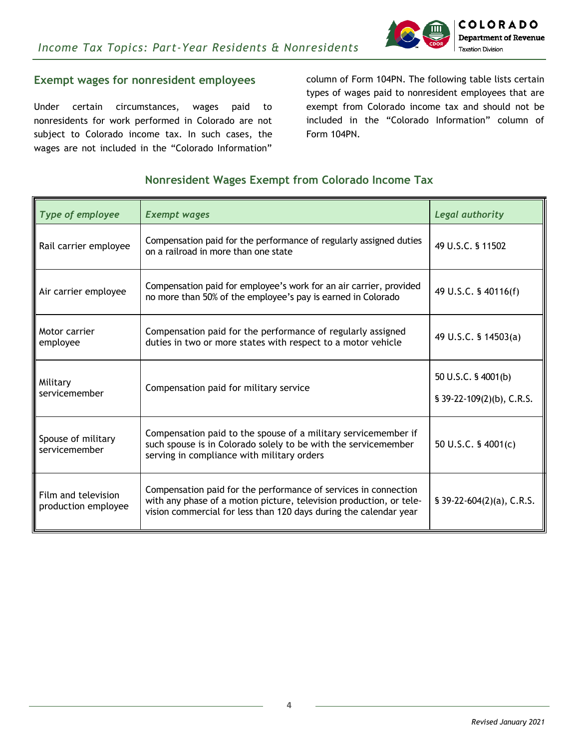## Exempt wages for nonresident employees

Under certain circumstances, wages paid to nonresidents for work performed in Colorado are not subject to Colorado income tax. In such cases, the wages are not included in the "Colorado Information" column of Form 104PN. The following table lists certain types of wages paid to nonresident employees that are exempt from Colorado income tax and should not be included in the "Colorado Information" column of Form 104PN.

### Nonresident Wages Exempt from Colorado Income Tax

| *Type of employee* | *Exempt wages* | *Legal authority* |
|---|---|---|
| Rail carrier employee | Compensation paid for the performance of regularly assigned duties on a railroad in more than one state | 49 U.S.C. § 11502 |
| Air carrier employee | Compensation paid for employee's work for an air carrier, provided no more than 50% of the employee's pay is earned in Colorado | 49 U.S.C. § 40116(f) |
| Motor carrier employee | Compensation paid for the performance of regularly assigned duties in two or more states with respect to a motor vehicle | 49 U.S.C. § 14503(a) |
| Military servicemember | Compensation paid for military service | 50 U.S.C. § 4001(b)<br>§ 39-22-109(2)(b), C.R.S. |
| Spouse of military servicemember | Compensation paid to the spouse of a military servicemember if such spouse is in Colorado solely to be with the servicemember serving in compliance with military orders | 50 U.S.C. § 4001(c) |
| Film and television production employee | Compensation paid for the performance of services in connection with any phase of a motion picture, television production, or television commercial for less than 120 days during the calendar year | § 39-22-604(2)(a), C.R.S. |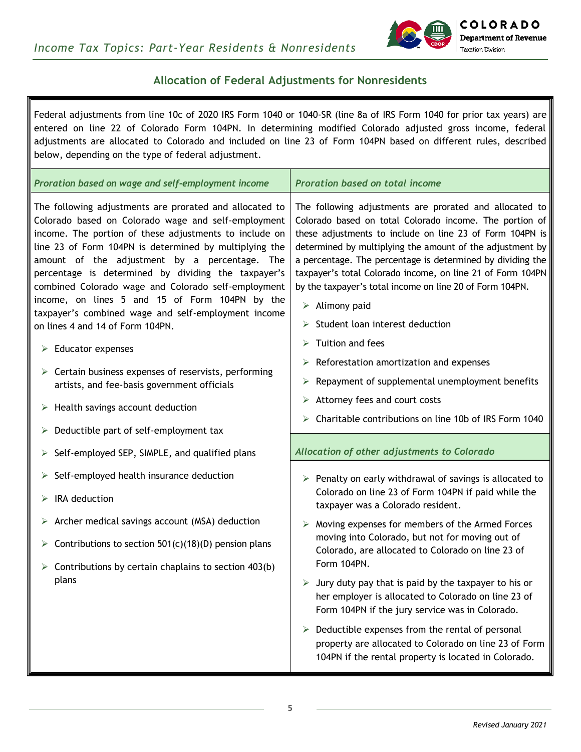## Allocation of Federal Adjustments for Nonresidents

Federal adjustments from line 10c of 2020 IRS Form 1040 or 1040-SR (line 8a of IRS Form 1040 for prior tax years) are entered on line 22 of Colorado Form 104PN. In determining modified Colorado adjusted gross income, federal adjustments are allocated to Colorado and included on line 23 of Form 104PN based on different rules, described below, depending on the type of federal adjustment.

### *Proration based on wage and self-employment income*

The following adjustments are prorated and allocated to Colorado based on Colorado wage and self-employment income. The portion of these adjustments to include on line 23 of Form 104PN is determined by multiplying the amount of the adjustment by a percentage. The percentage is determined by dividing the taxpayer's combined Colorado wage and Colorado self-employment income, on lines 5 and 15 of Form 104PN by the taxpayer's combined wage and self-employment income on lines 4 and 14 of Form 104PN.

- Educator expenses
- Certain business expenses of reservists, performing artists, and fee-basis government officials
- Health savings account deduction
- Deductible part of self-employment tax
- Self-employed SEP, SIMPLE, and qualified plans
- Self-employed health insurance deduction
- IRA deduction
- Archer medical savings account (MSA) deduction
- Contributions to section 501(c)(18)(D) pension plans
- Contributions by certain chaplains to section 403(b) plans

### *Proration based on total income*

The following adjustments are prorated and allocated to Colorado based on total Colorado income. The portion of these adjustments to include on line 23 of Form 104PN is determined by multiplying the amount of the adjustment by a percentage. The percentage is determined by dividing the taxpayer's total Colorado income, on line 21 of Form 104PN by the taxpayer's total income on line 20 of Form 104PN.

- Alimony paid
- Student loan interest deduction
- Tuition and fees
- Reforestation amortization and expenses
- Repayment of supplemental unemployment benefits
- Attorney fees and court costs
- Charitable contributions on line 10b of IRS Form 1040

### *Allocation of other adjustments to Colorado*

- Penalty on early withdrawal of savings is allocated to Colorado on line 23 of Form 104PN if paid while the taxpayer was a Colorado resident.
- Moving expenses for members of the Armed Forces moving into Colorado, but not for moving out of Colorado, are allocated to Colorado on line 23 of Form 104PN.
- Jury duty pay that is paid by the taxpayer to his or her employer is allocated to Colorado on line 23 of Form 104PN if the jury service was in Colorado.
- Deductible expenses from the rental of personal property are allocated to Colorado on line 23 of Form 104PN if the rental property is located in Colorado.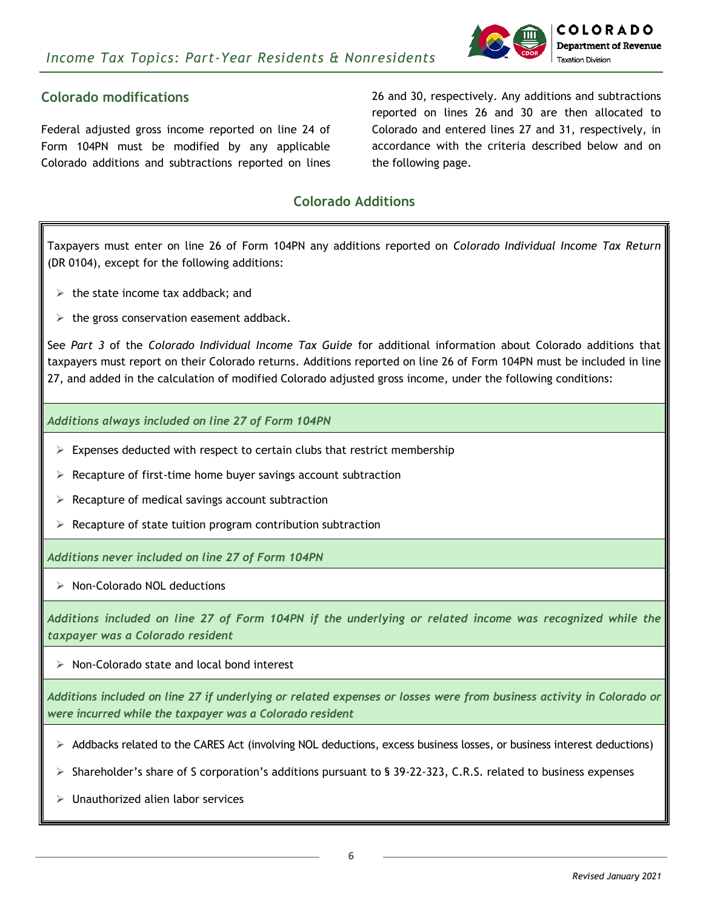## Colorado modifications

Federal adjusted gross income reported on line 24 of Form 104PN must be modified by any applicable Colorado additions and subtractions reported on lines 26 and 30, respectively. Any additions and subtractions reported on lines 26 and 30 are then allocated to Colorado and entered lines 27 and 31, respectively, in accordance with the criteria described below and on the following page.

### Colorado Additions

Taxpayers must enter on line 26 of Form 104PN any additions reported on *Colorado Individual Income Tax Return* (DR 0104), except for the following additions:

- the state income tax addback; and
- the gross conservation easement addback.

See *Part 3* of the *Colorado Individual Income Tax Guide* for additional information about Colorado additions that taxpayers must report on their Colorado returns. Additions reported on line 26 of Form 104PN must be included in line 27, and added in the calculation of modified Colorado adjusted gross income, under the following conditions:

***Additions always included on line 27 of Form 104PN***

- Expenses deducted with respect to certain clubs that restrict membership
- Recapture of first-time home buyer savings account subtraction
- Recapture of medical savings account subtraction
- Recapture of state tuition program contribution subtraction

***Additions never included on line 27 of Form 104PN***

- Non-Colorado NOL deductions

***Additions included on line 27 of Form 104PN if the underlying or related income was recognized while the taxpayer was a Colorado resident***

- Non-Colorado state and local bond interest

***Additions included on line 27 if underlying or related expenses or losses were from business activity in Colorado or were incurred while the taxpayer was a Colorado resident***

- Addbacks related to the CARES Act (involving NOL deductions, excess business losses, or business interest deductions)
- Shareholder's share of S corporation's additions pursuant to § 39-22-323, C.R.S. related to business expenses
- Unauthorized alien labor services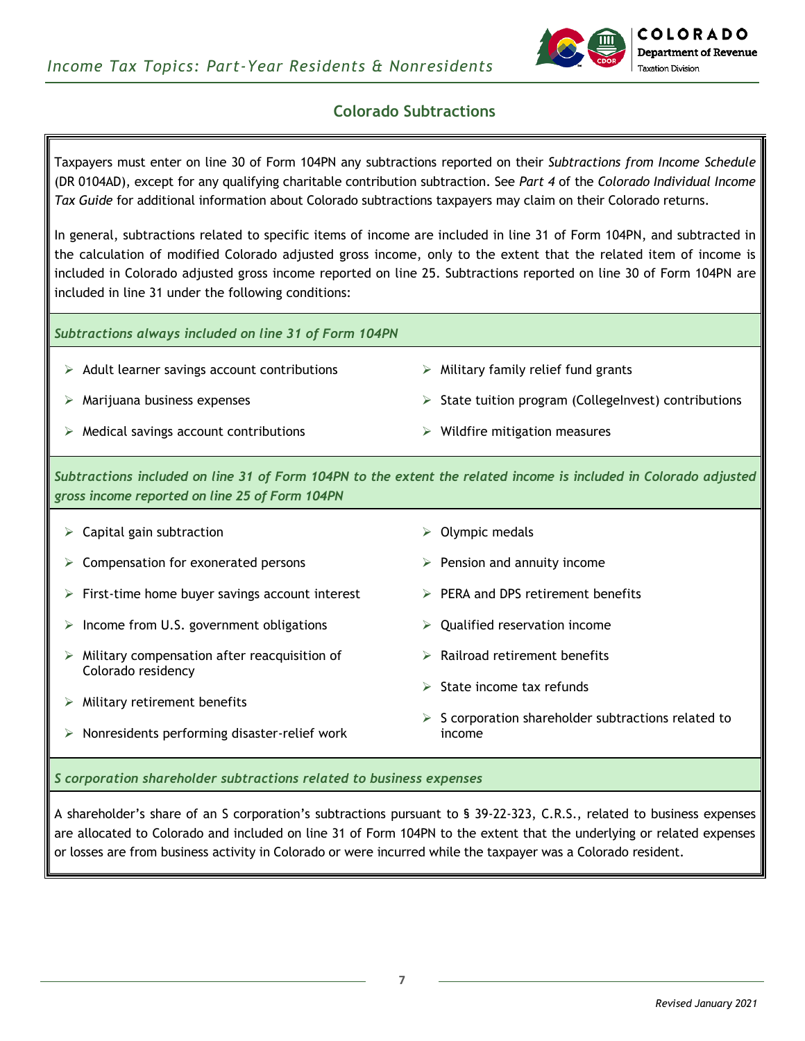## Colorado Subtractions

Taxpayers must enter on line 30 of Form 104PN any subtractions reported on their *Subtractions from Income Schedule* (DR 0104AD), except for any qualifying charitable contribution subtraction. See *Part 4* of the *Colorado Individual Income Tax Guide* for additional information about Colorado subtractions taxpayers may claim on their Colorado returns.

In general, subtractions related to specific items of income are included in line 31 of Form 104PN, and subtracted in the calculation of modified Colorado adjusted gross income, only to the extent that the related item of income is included in Colorado adjusted gross income reported on line 25. Subtractions reported on line 30 of Form 104PN are included in line 31 under the following conditions:

### *Subtractions always included on line 31 of Form 104PN*

- Adult learner savings account contributions
- Marijuana business expenses
- Medical savings account contributions
- Military family relief fund grants
- State tuition program (CollegeInvest) contributions
- Wildfire mitigation measures

### *Subtractions included on line 31 of Form 104PN to the extent the related income is included in Colorado adjusted gross income reported on line 25 of Form 104PN*

- Capital gain subtraction
- Compensation for exonerated persons
- First-time home buyer savings account interest
- Income from U.S. government obligations
- Military compensation after reacquisition of Colorado residency
- Military retirement benefits
- Nonresidents performing disaster-relief work
- Olympic medals
- Pension and annuity income
- PERA and DPS retirement benefits
- Qualified reservation income
- Railroad retirement benefits
- State income tax refunds
- S corporation shareholder subtractions related to income

### *S corporation shareholder subtractions related to business expenses*

A shareholder's share of an S corporation's subtractions pursuant to § 39-22-323, C.R.S., related to business expenses are allocated to Colorado and included on line 31 of Form 104PN to the extent that the underlying or related expenses or losses are from business activity in Colorado or were incurred while the taxpayer was a Colorado resident.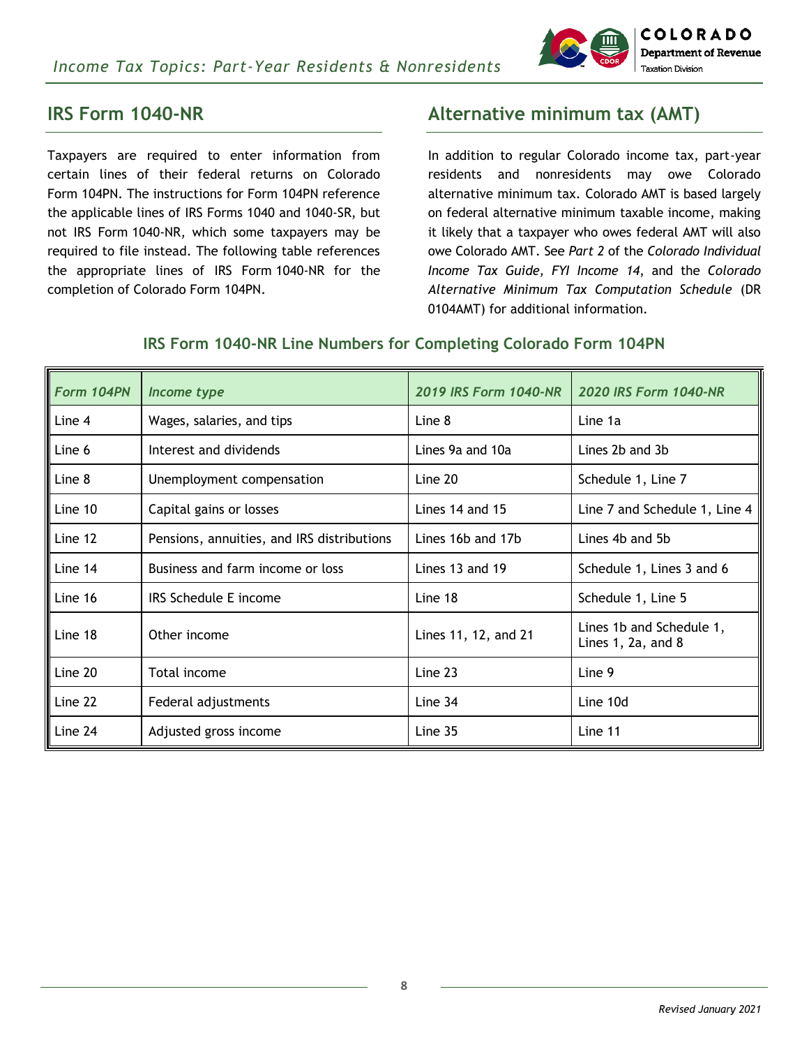## IRS Form 1040-NR

Taxpayers are required to enter information from certain lines of their federal returns on Colorado Form 104PN. The instructions for Form 104PN reference the applicable lines of IRS Forms 1040 and 1040-SR, but not IRS Form 1040-NR, which some taxpayers may be required to file instead. The following table references the appropriate lines of IRS Form 1040-NR for the completion of Colorado Form 104PN.

## Alternative minimum tax (AMT)

In addition to regular Colorado income tax, part-year residents and nonresidents may owe Colorado alternative minimum tax. Colorado AMT is based largely on federal alternative minimum taxable income, making it likely that a taxpayer who owes federal AMT will also owe Colorado AMT. See *Part 2* of the *Colorado Individual Income Tax Guide, FYI Income 14*, and the *Colorado Alternative Minimum Tax Computation Schedule* (DR 0104AMT) for additional information.

### IRS Form 1040-NR Line Numbers for Completing Colorado Form 104PN

| *Form 104PN* | *Income type* | *2019 IRS Form 1040-NR* | *2020 IRS Form 1040-NR* |
|---|---|---|---|
| Line 4 | Wages, salaries, and tips | Line 8 | Line 1a |
| Line 6 | Interest and dividends | Lines 9a and 10a | Lines 2b and 3b |
| Line 8 | Unemployment compensation | Line 20 | Schedule 1, Line 7 |
| Line 10 | Capital gains or losses | Lines 14 and 15 | Line 7 and Schedule 1, Line 4 |
| Line 12 | Pensions, annuities, and IRS distributions | Lines 16b and 17b | Lines 4b and 5b |
| Line 14 | Business and farm income or loss | Lines 13 and 19 | Schedule 1, Lines 3 and 6 |
| Line 16 | IRS Schedule E income | Line 18 | Schedule 1, Line 5 |
| Line 18 | Other income | Lines 11, 12, and 21 | Lines 1b and Schedule 1, Lines 1, 2a, and 8 |
| Line 20 | Total income | Line 23 | Line 9 |
| Line 22 | Federal adjustments | Line 34 | Line 10d |
| Line 24 | Adjusted gross income | Line 35 | Line 11 |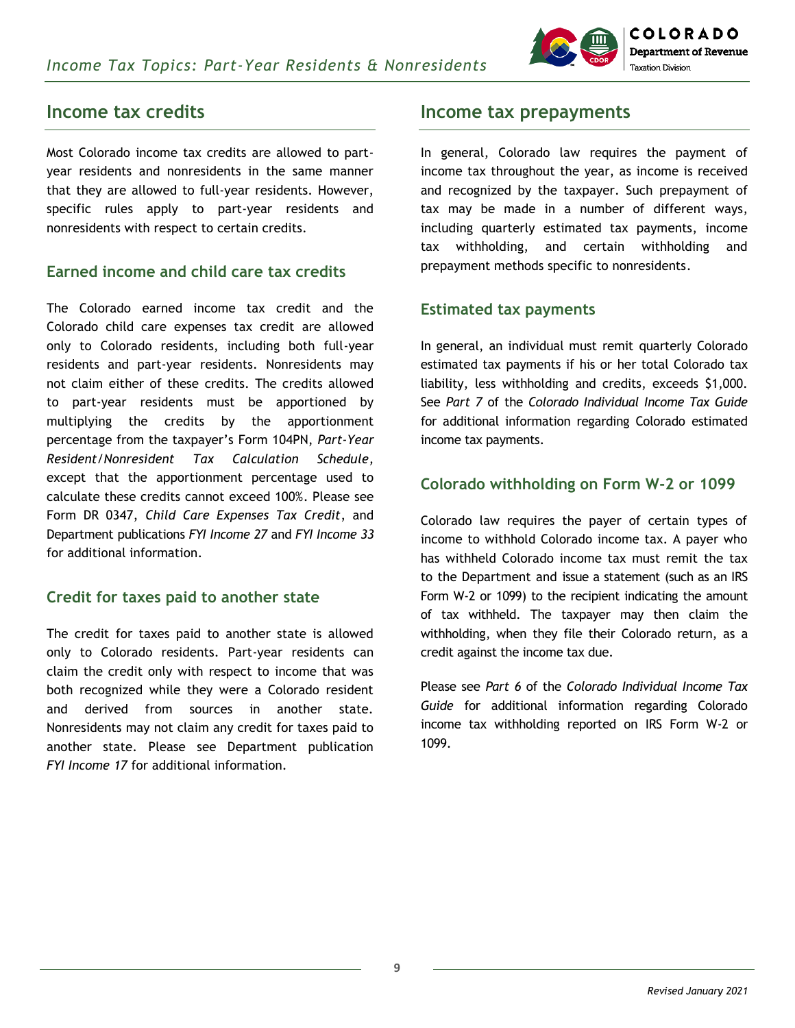## Income tax credits

Most Colorado income tax credits are allowed to part-year residents and nonresidents in the same manner that they are allowed to full-year residents. However, specific rules apply to part-year residents and nonresidents with respect to certain credits.

### Earned income and child care tax credits

The Colorado earned income tax credit and the Colorado child care expenses tax credit are allowed only to Colorado residents, including both full-year residents and part-year residents. Nonresidents may not claim either of these credits. The credits allowed to part-year residents must be apportioned by multiplying the credits by the apportionment percentage from the taxpayer's Form 104PN, *Part-Year Resident/Nonresident Tax Calculation Schedule*, except that the apportionment percentage used to calculate these credits cannot exceed 100%. Please see Form DR 0347, *Child Care Expenses Tax Credit*, and Department publications *FYI Income 27* and *FYI Income 33* for additional information.

### Credit for taxes paid to another state

The credit for taxes paid to another state is allowed only to Colorado residents. Part-year residents can claim the credit only with respect to income that was both recognized while they were a Colorado resident and derived from sources in another state. Nonresidents may not claim any credit for taxes paid to another state. Please see Department publication *FYI Income 17* for additional information.

## Income tax prepayments

In general, Colorado law requires the payment of income tax throughout the year, as income is received and recognized by the taxpayer. Such prepayment of tax may be made in a number of different ways, including quarterly estimated tax payments, income tax withholding, and certain withholding and prepayment methods specific to nonresidents.

### Estimated tax payments

In general, an individual must remit quarterly Colorado estimated tax payments if his or her total Colorado tax liability, less withholding and credits, exceeds $1,000. See *Part 7* of the *Colorado Individual Income Tax Guide* for additional information regarding Colorado estimated income tax payments.

### Colorado withholding on Form W-2 or 1099

Colorado law requires the payer of certain types of income to withhold Colorado income tax. A payer who has withheld Colorado income tax must remit the tax to the Department and issue a statement (such as an IRS Form W-2 or 1099) to the recipient indicating the amount of tax withheld. The taxpayer may then claim the withholding, when they file their Colorado return, as a credit against the income tax due.

Please see *Part 6* of the *Colorado Individual Income Tax Guide* for additional information regarding Colorado income tax withholding reported on IRS Form W-2 or 1099.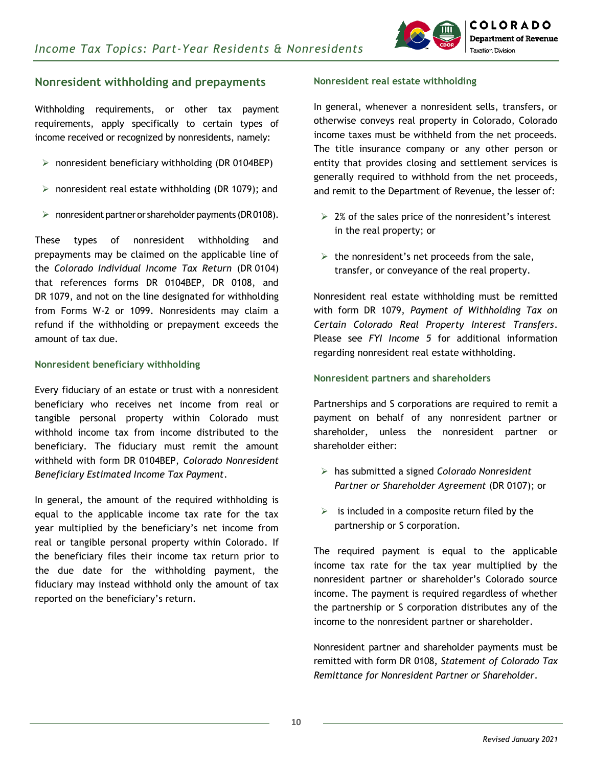## Nonresident withholding and prepayments

Withholding requirements, or other tax payment requirements, apply specifically to certain types of income received or recognized by nonresidents, namely:

- nonresident beneficiary withholding (DR 0104BEP)
- nonresident real estate withholding (DR 1079); and
- nonresident partner or shareholder payments (DR 0108).

These types of nonresident withholding and prepayments may be claimed on the applicable line of the *Colorado Individual Income Tax Return* (DR 0104) that references forms DR 0104BEP, DR 0108, and DR 1079, and not on the line designated for withholding from Forms W-2 or 1099. Nonresidents may claim a refund if the withholding or prepayment exceeds the amount of tax due.

### Nonresident beneficiary withholding

Every fiduciary of an estate or trust with a nonresident beneficiary who receives net income from real or tangible personal property within Colorado must withhold income tax from income distributed to the beneficiary. The fiduciary must remit the amount withheld with form DR 0104BEP, *Colorado Nonresident Beneficiary Estimated Income Tax Payment*.

In general, the amount of the required withholding is equal to the applicable income tax rate for the tax year multiplied by the beneficiary's net income from real or tangible personal property within Colorado. If the beneficiary files their income tax return prior to the due date for the withholding payment, the fiduciary may instead withhold only the amount of tax reported on the beneficiary's return.

### Nonresident real estate withholding

In general, whenever a nonresident sells, transfers, or otherwise conveys real property in Colorado, Colorado income taxes must be withheld from the net proceeds. The title insurance company or any other person or entity that provides closing and settlement services is generally required to withhold from the net proceeds, and remit to the Department of Revenue, the lesser of:

- 2% of the sales price of the nonresident's interest in the real property; or
- the nonresident's net proceeds from the sale, transfer, or conveyance of the real property.

Nonresident real estate withholding must be remitted with form DR 1079, *Payment of Withholding Tax on Certain Colorado Real Property Interest Transfers*. Please see *FYI Income 5* for additional information regarding nonresident real estate withholding.

### Nonresident partners and shareholders

Partnerships and S corporations are required to remit a payment on behalf of any nonresident partner or shareholder, unless the nonresident partner or shareholder either:

- has submitted a signed *Colorado Nonresident Partner or Shareholder Agreement* (DR 0107); or
- is included in a composite return filed by the partnership or S corporation.

The required payment is equal to the applicable income tax rate for the tax year multiplied by the nonresident partner or shareholder's Colorado source income. The payment is required regardless of whether the partnership or S corporation distributes any of the income to the nonresident partner or shareholder.

Nonresident partner and shareholder payments must be remitted with form DR 0108, *Statement of Colorado Tax Remittance for Nonresident Partner or Shareholder*.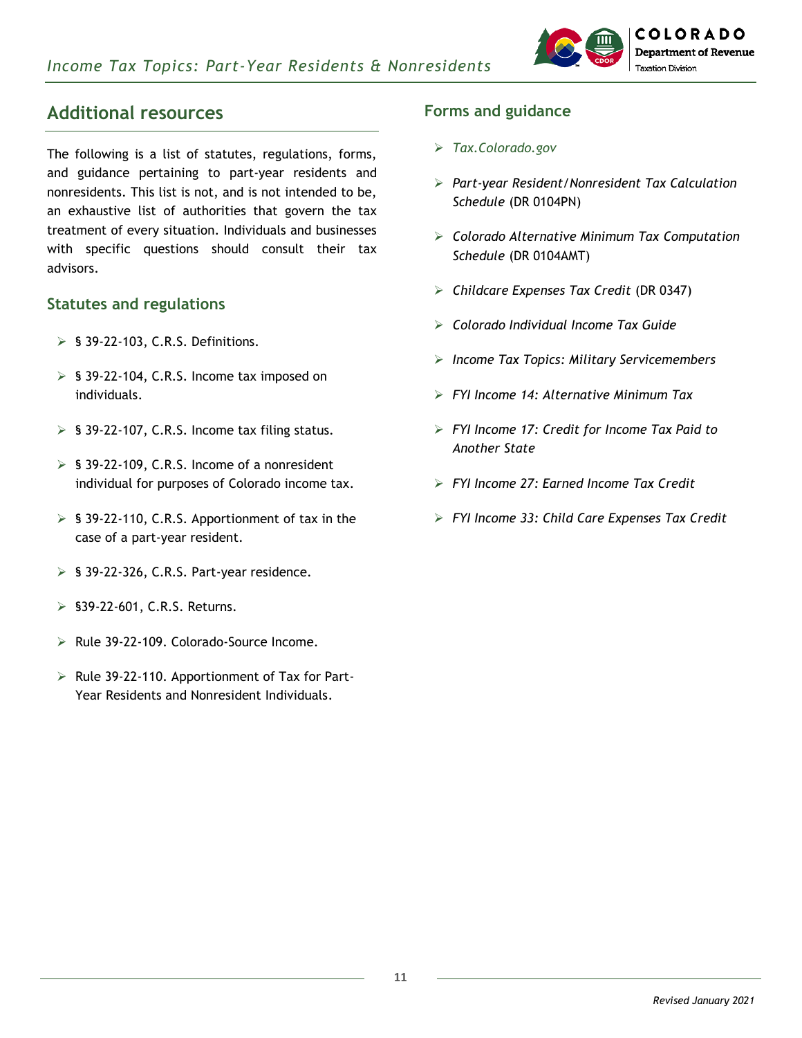## Additional resources

The following is a list of statutes, regulations, forms, and guidance pertaining to part-year residents and nonresidents. This list is not, and is not intended to be, an exhaustive list of authorities that govern the tax treatment of every situation. Individuals and businesses with specific questions should consult their tax advisors.

### Statutes and regulations

- § 39-22-103, C.R.S. Definitions.
- § 39-22-104, C.R.S. Income tax imposed on individuals.
- § 39-22-107, C.R.S. Income tax filing status.
- § 39-22-109, C.R.S. Income of a nonresident individual for purposes of Colorado income tax.
- § 39-22-110, C.R.S. Apportionment of tax in the case of a part-year resident.
- § 39-22-326, C.R.S. Part-year residence.
- §39-22-601, C.R.S. Returns.
- Rule 39-22-109. Colorado-Source Income.
- Rule 39-22-110. Apportionment of Tax for Part-Year Residents and Nonresident Individuals.

### Forms and guidance

- *Tax.Colorado.gov*
- *Part-year Resident/Nonresident Tax Calculation Schedule* (DR 0104PN)
- *Colorado Alternative Minimum Tax Computation Schedule* (DR 0104AMT)
- *Childcare Expenses Tax Credit* (DR 0347)
- *Colorado Individual Income Tax Guide*
- *Income Tax Topics: Military Servicemembers*
- *FYI Income 14: Alternative Minimum Tax*
- *FYI Income 17: Credit for Income Tax Paid to Another State*
- *FYI Income 27: Earned Income Tax Credit*
- *FYI Income 33: Child Care Expenses Tax Credit*